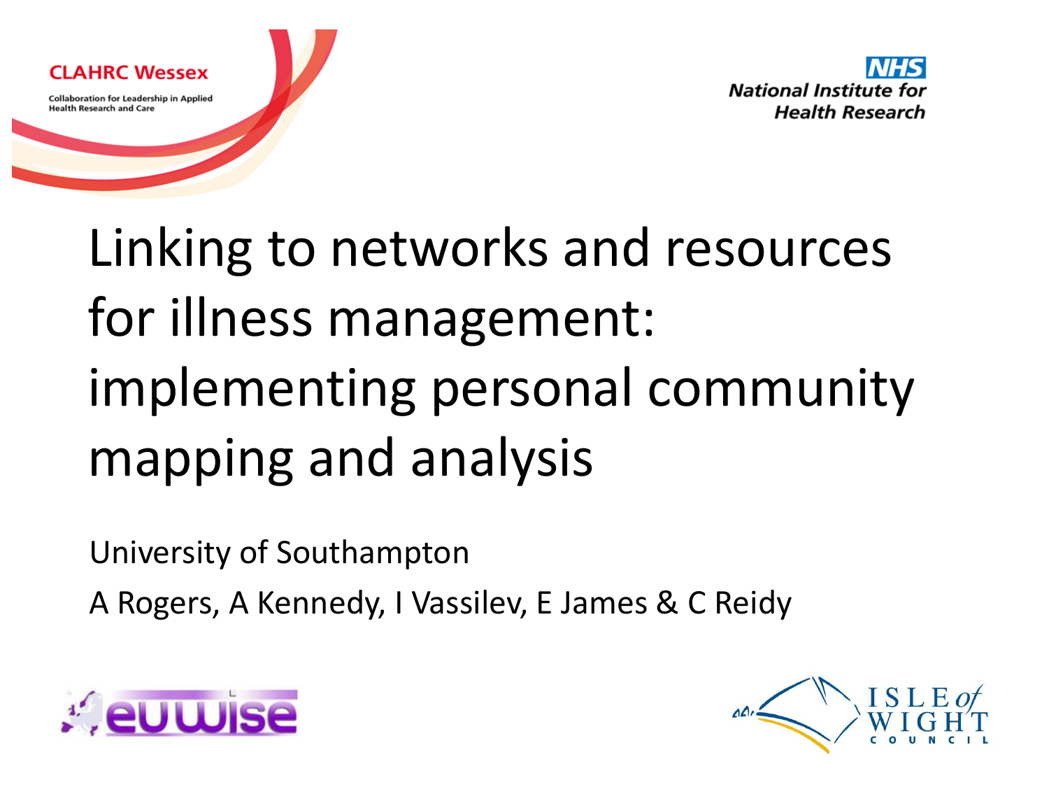CLAHRC Wessex

Collaboration for Leadership in Applied Health Research and Care

NHS
National Institute for Health Research

# Linking to networks and resources for illness management: implementing personal community mapping and analysis

University of Southampton

A Rogers, A Kennedy, I Vassilev, E James & C Reidy

euwise

ISLE of WIGHT COUNCIL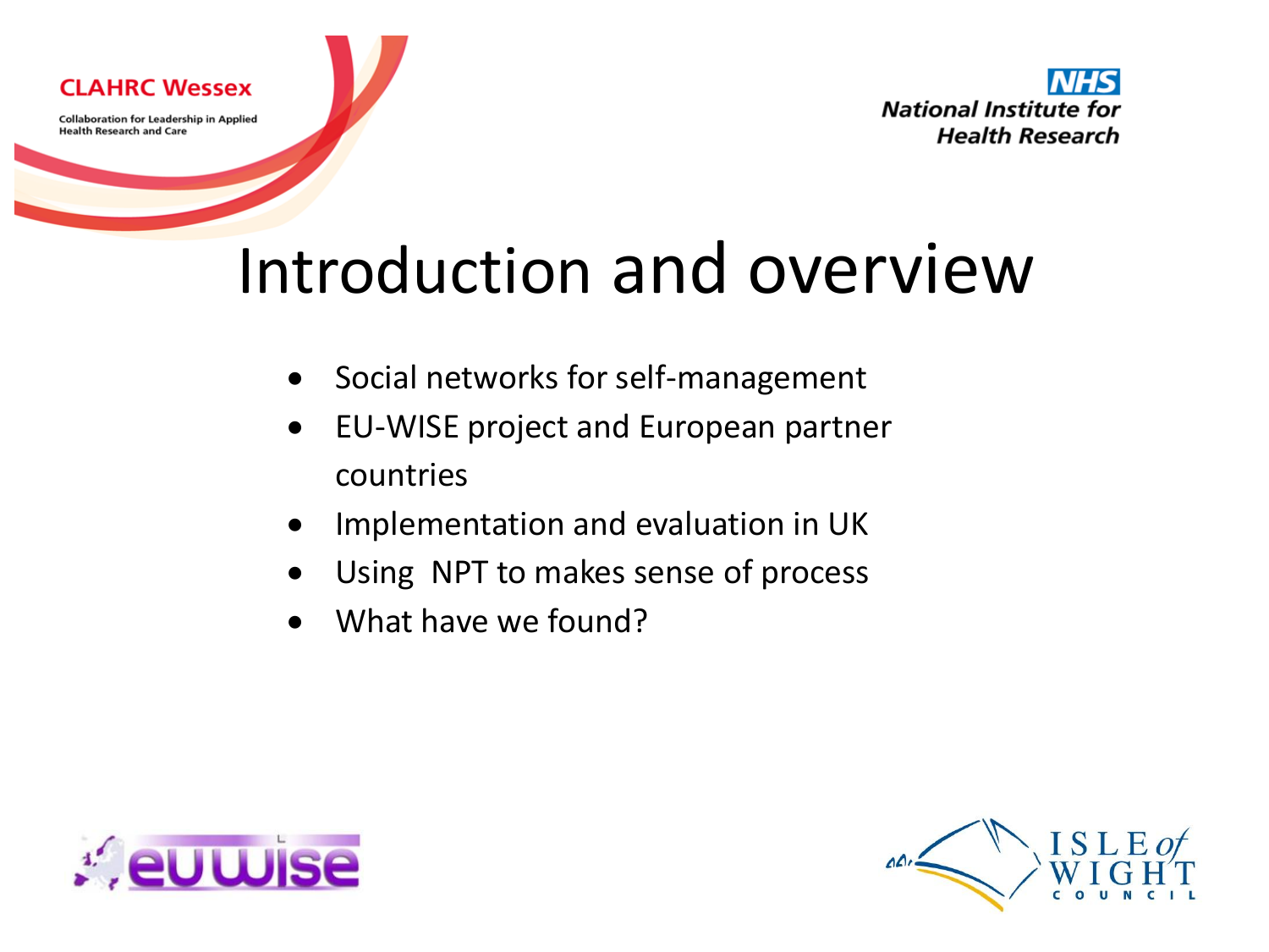# Introduction and overview

- Social networks for self-management
- EU-WISE project and European partner countries
- Implementation and evaluation in UK
- Using  NPT to makes sense of process
- What have we found?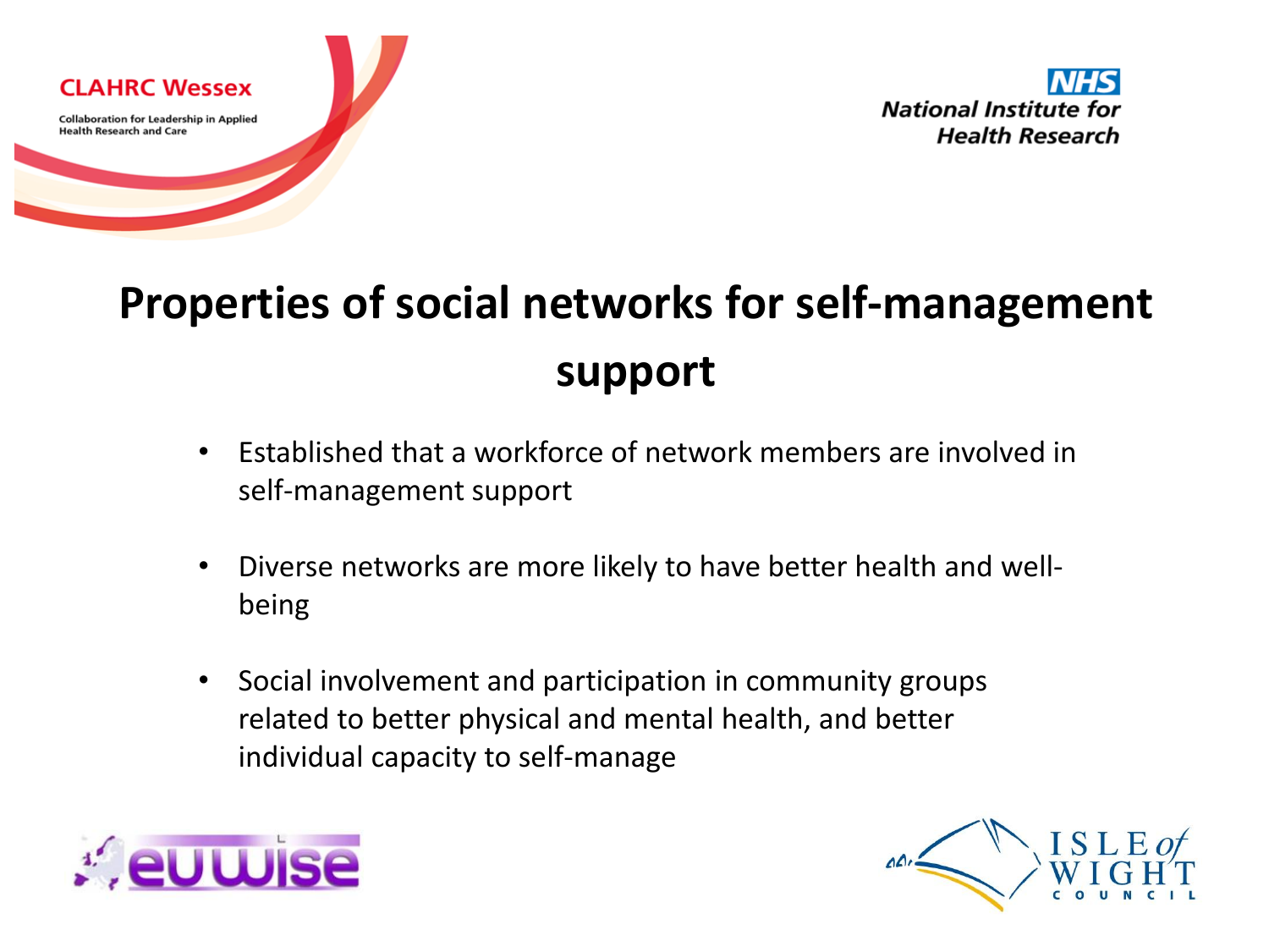# Properties of social networks for self-management support

- Established that a workforce of network members are involved in self-management support
- Diverse networks are more likely to have better health and well-being
- Social involvement and participation in community groups related to better physical and mental health, and better individual capacity to self-manage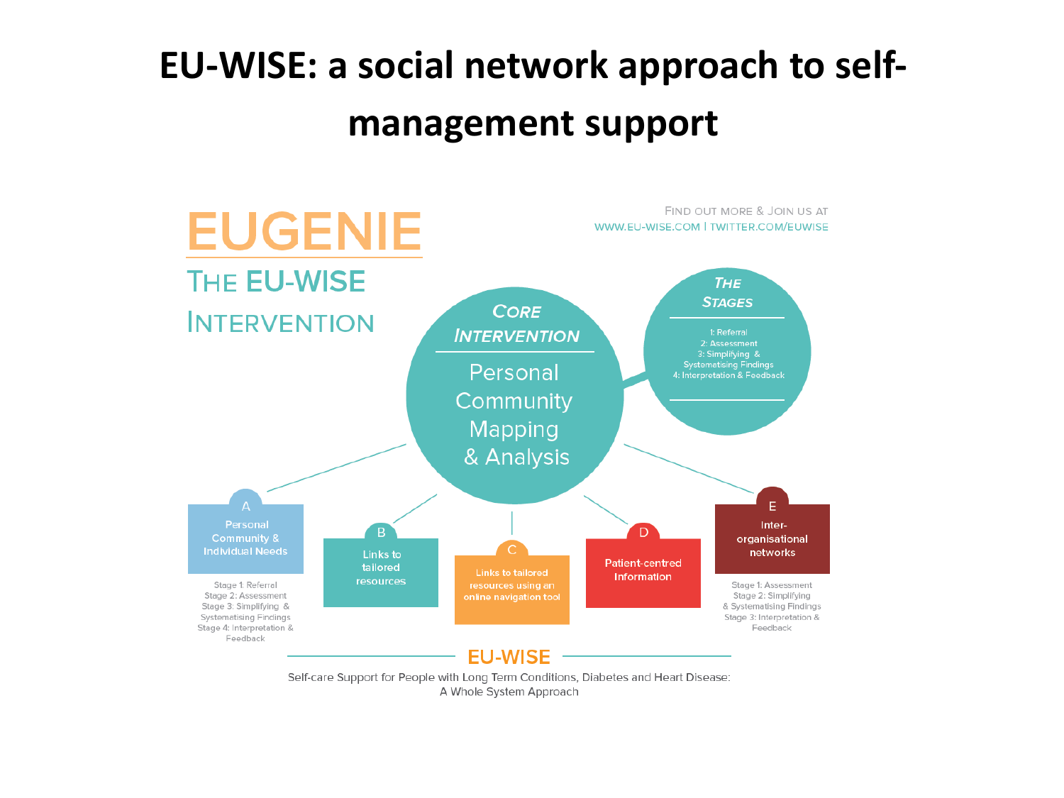# EU-WISE: a social network approach to self-management support

EUGENIE

THE EU-WISE INTERVENTION

FIND OUT MORE & JOIN US AT
WWW.EU-WISE.COM I TWITTER.COM/EUWISE

**CORE INTERVENTION**

Personal Community Mapping & Analysis

**THE STAGES**

1: Referral
2: Assessment
3: Simplifying & Systematising Findings
4: Interpretation & Feedback

**A** Personal Community & Individual Needs

Stage 1: Referral
Stage 2: Assessment
Stage 3: Simplifying & Systematising Findings
Stage 4: Interpretation & Feedback

**B** Links to tailored resources

**C** Links to tailored resources using an online navigation tool

**D** Patient-centred Information

**E** Inter-organisational networks

Stage 1: Assessment
Stage 2: Simplifying & Systematising Findings
Stage 3: Interpretation & Feedback

EU-WISE

Self-care Support for People with Long Term Conditions, Diabetes and Heart Disease: A Whole System Approach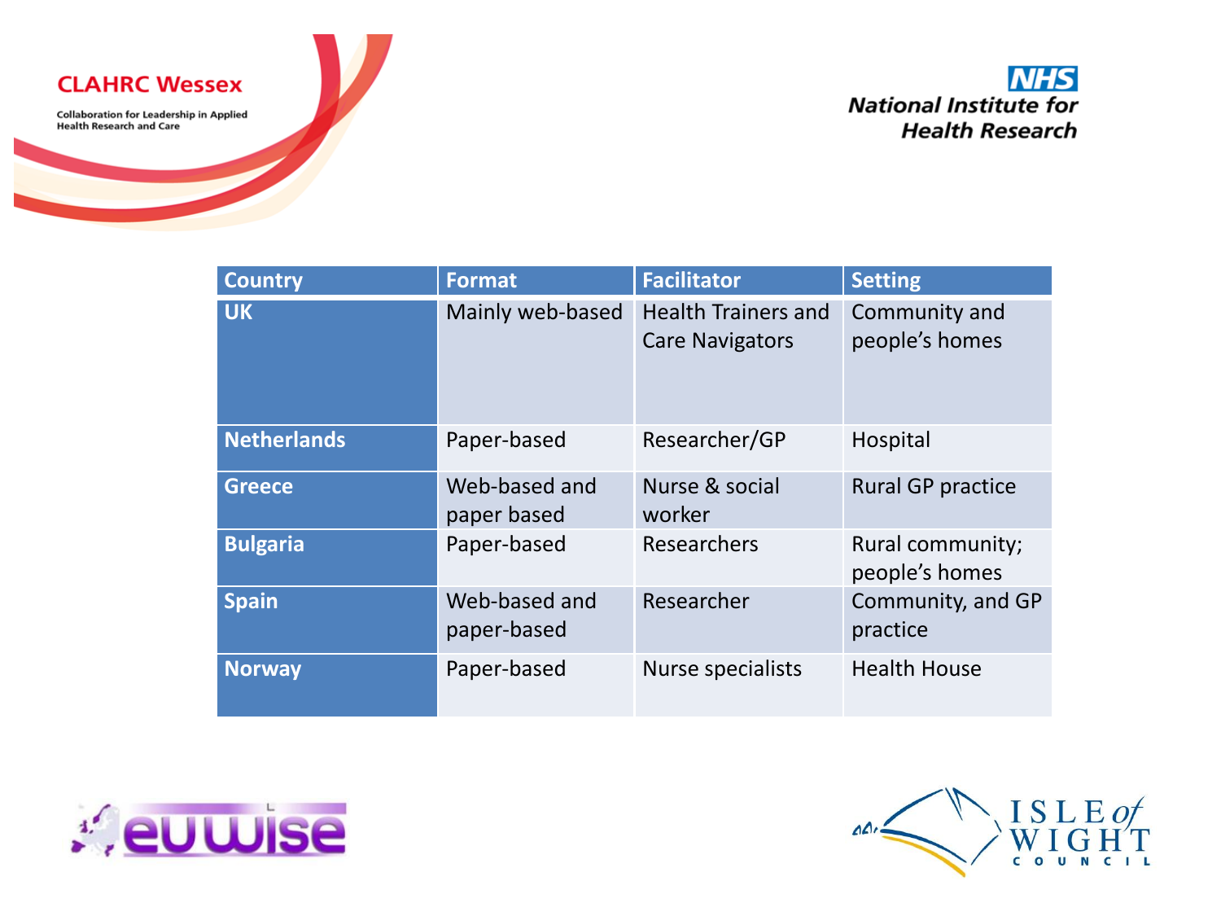CLAHRC Wessex

Collaboration for Leadership in Applied Health Research and Care

NHS
National Institute for Health Research

| Country | Format | Facilitator | Setting |
| --- | --- | --- | --- |
| **UK** | Mainly web-based | Health Trainers and Care Navigators | Community and people's homes |
| **Netherlands** | Paper-based | Researcher/GP | Hospital |
| **Greece** | Web-based and paper based | Nurse & social worker | Rural GP practice |
| **Bulgaria** | Paper-based | Researchers | Rural community; people's homes |
| **Spain** | Web-based and paper-based | Researcher | Community, and GP practice |
| **Norway** | Paper-based | Nurse specialists | Health House |

euwise

ISLE of WIGHT COUNCIL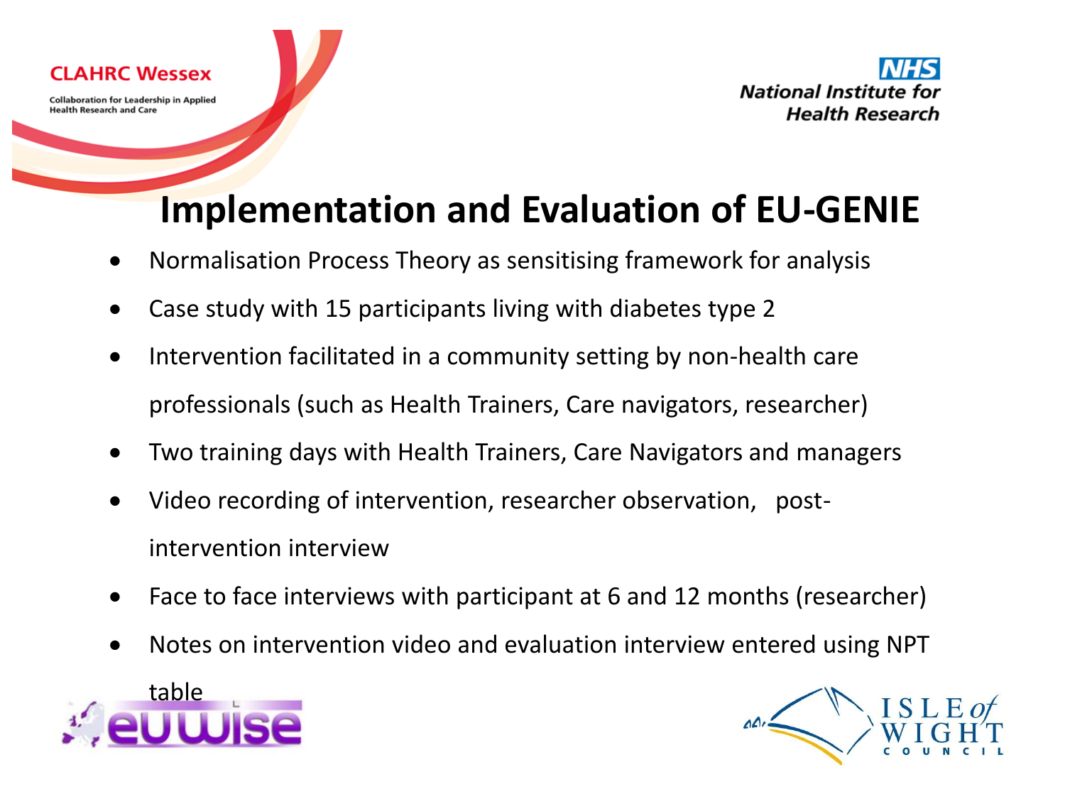# Implementation and Evaluation of EU-GENIE

- Normalisation Process Theory as sensitising framework for analysis
- Case study with 15 participants living with diabetes type 2
- Intervention facilitated in a community setting by non-health care professionals (such as Health Trainers, Care navigators, researcher)
- Two training days with Health Trainers, Care Navigators and managers
- Video recording of intervention, researcher observation, post-intervention interview
- Face to face interviews with participant at 6 and 12 months (researcher)
- Notes on intervention video and evaluation interview entered using NPT table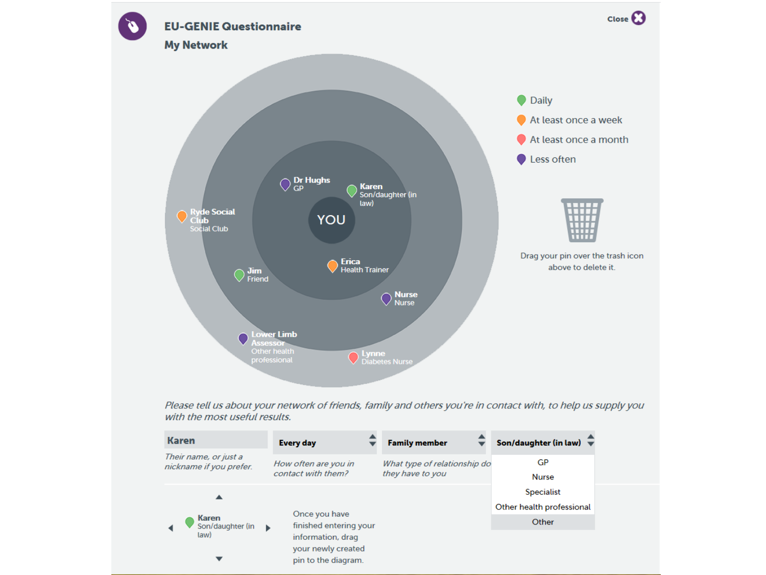# EU-GENIE Questionnaire

## My Network

Close

YOU

Dr Hughs
GP

Karen
Son/daughter (in law)

Ryde Social Club
Social Club

Erica
Health Trainer

Jim
Friend

Nurse
Nurse

Lower Limb Assessor
Other health professional

Lynne
Diabetes Nurse

- Daily
- At least once a week
- At least once a month
- Less often

Drag your pin over the trash icon above to delete it.

*Please tell us about your network of friends, family and others you're in contact with, to help us supply you with the most useful results.*

**Karen**
*Their name, or just a nickname if you prefer.*

**Every day**
*How often are you in contact with them?*

**Family member**
*What type of relationship do they have to you*

**Son/daughter (in law)**
- GP
- Nurse
- Specialist
- Other health professional
- Other

Karen
Son/daughter (in law)

Once you have finished entering your information, drag your newly created pin to the diagram.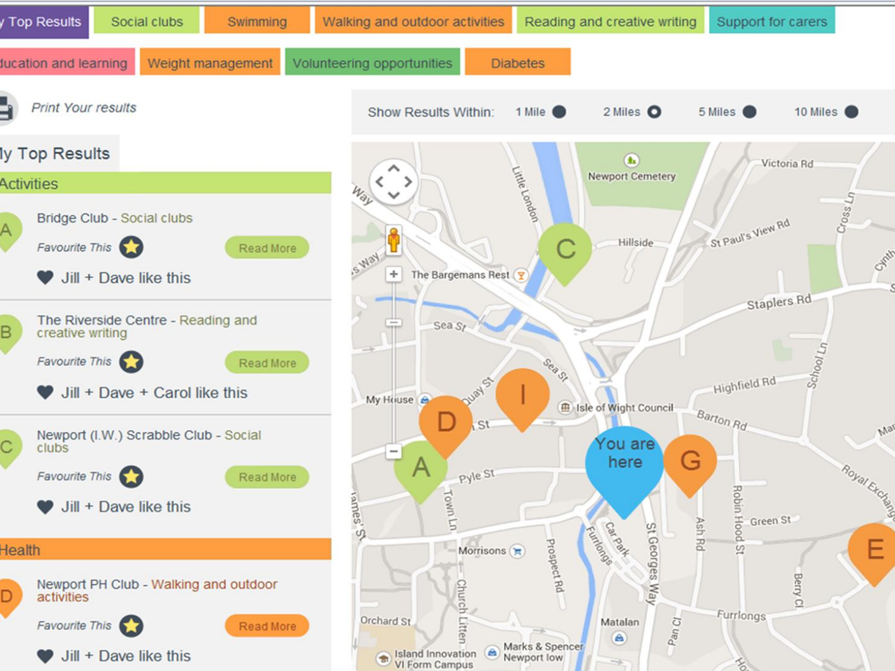y Top Results | Social clubs | Swimming | Walking and outdoor activities | Reading and creative writing | Support for carers

ducation and learning | Weight management | Volunteering opportunities | Diabetes

*Print Your results*

Show Results Within: 1 Mile | 2 Miles | 5 Miles | 10 Miles

## ly Top Results

### Activities

**A** Bridge Club - Social clubs

*Favourite This* — Read More

Jill + Dave like this

**B** The Riverside Centre - Reading and creative writing

*Favourite This* — Read More

Jill + Dave + Carol like this

**C** Newport (I.W.) Scrabble Club - Social clubs

*Favourite This* — Read More

Jill + Dave like this

### Health

**D** Newport PH Club - Walking and outdoor activities

*Favourite This* — Read More

Jill + Dave like this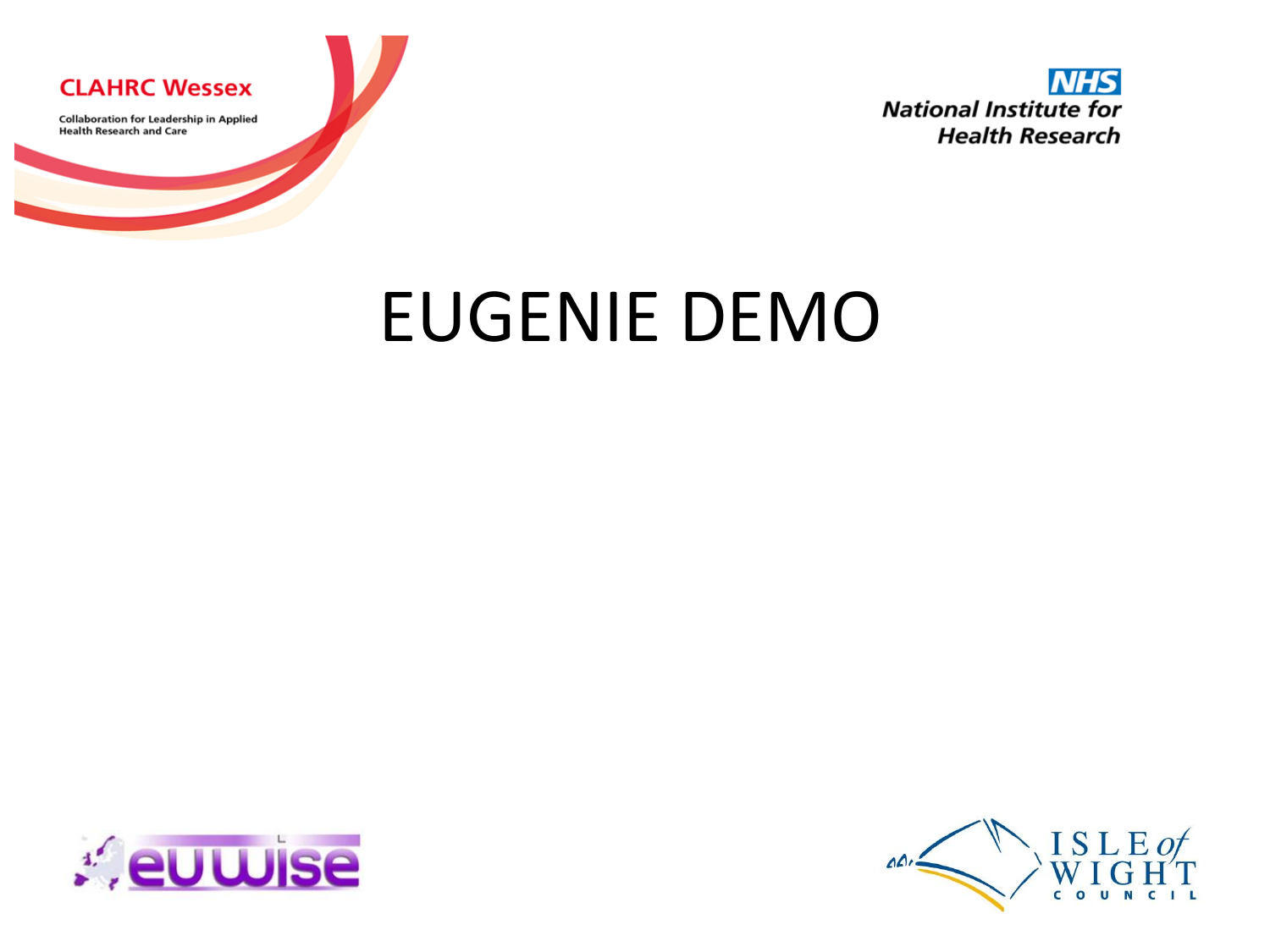CLAHRC Wessex

Collaboration for Leadership in Applied Health Research and Care

NHS National Institute for Health Research

# EUGENIE DEMO

euwise

ISLE of WIGHT COUNCIL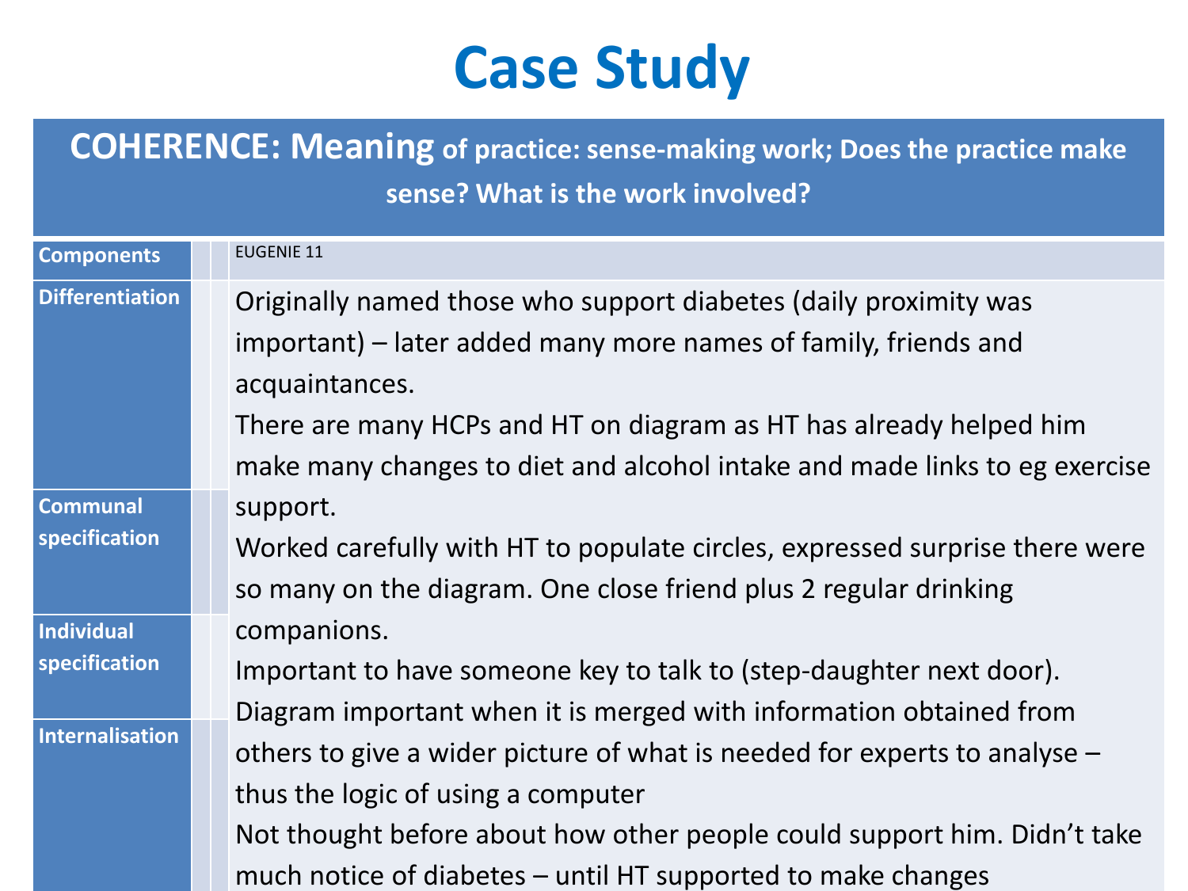# Case Study

| COHERENCE: Meaning of practice: sense-making work; Does the practice make sense? What is the work involved? | | | |
|---|---|---|---|
| Components | | | EUGENIE 11 |
| Differentiation | | | Originally named those who support diabetes (daily proximity was important) – later added many more names of family, friends and acquaintances.<br>There are many HCPs and HT on diagram as HT has already helped him make many changes to diet and alcohol intake and made links to eg exercise support.<br>Worked carefully with HT to populate circles, expressed surprise there were so many on the diagram. One close friend plus 2 regular drinking companions.<br>Important to have someone key to talk to (step-daughter next door).<br>Diagram important when it is merged with information obtained from others to give a wider picture of what is needed for experts to analyse – thus the logic of using a computer<br>Not thought before about how other people could support him. Didn't take much notice of diabetes – until HT supported to make changes |
| Communal specification | | | |
| Individual specification | | | |
| Internalisation | | | |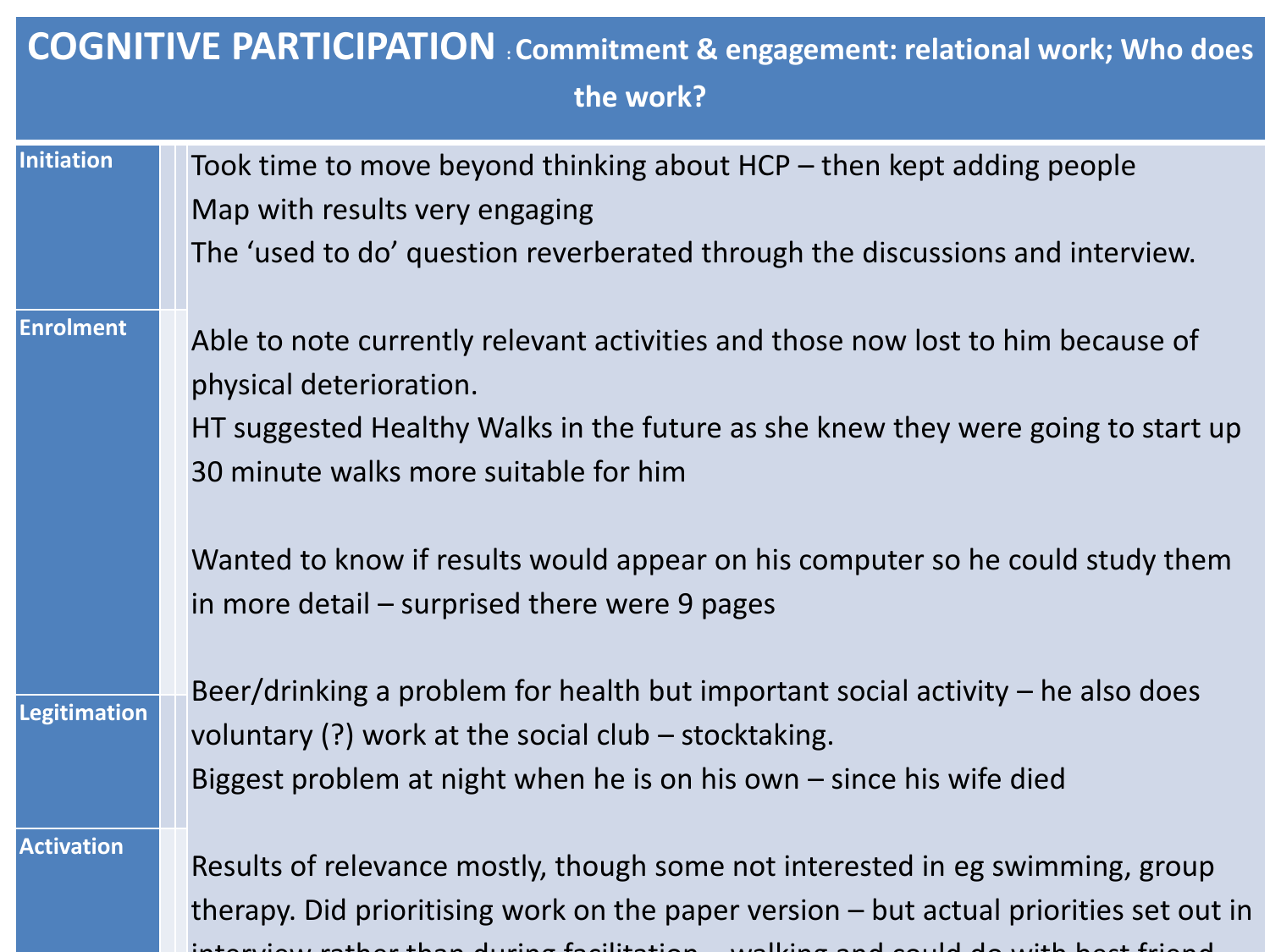# COGNITIVE PARTICIPATION : Commitment & engagement: relational work; Who does the work?

| | |
|---|---|
| **Initiation** | Took time to move beyond thinking about HCP – then kept adding people<br>Map with results very engaging<br>The 'used to do' question reverberated through the discussions and interview. |
| **Enrolment** | Able to note currently relevant activities and those now lost to him because of physical deterioration.<br>HT suggested Healthy Walks in the future as she knew they were going to start up 30 minute walks more suitable for him<br><br>Wanted to know if results would appear on his computer so he could study them in more detail – surprised there were 9 pages |
| **Legitimation** | Beer/drinking a problem for health but important social activity – he also does voluntary (?) work at the social club – stocktaking.<br>Biggest problem at night when he is on his own – since his wife died |
| **Activation** | Results of relevance mostly, though some not interested in eg swimming, group therapy. Did prioritising work on the paper version – but actual priorities set out in interview rather than during facilitation – walking and could do with best friend |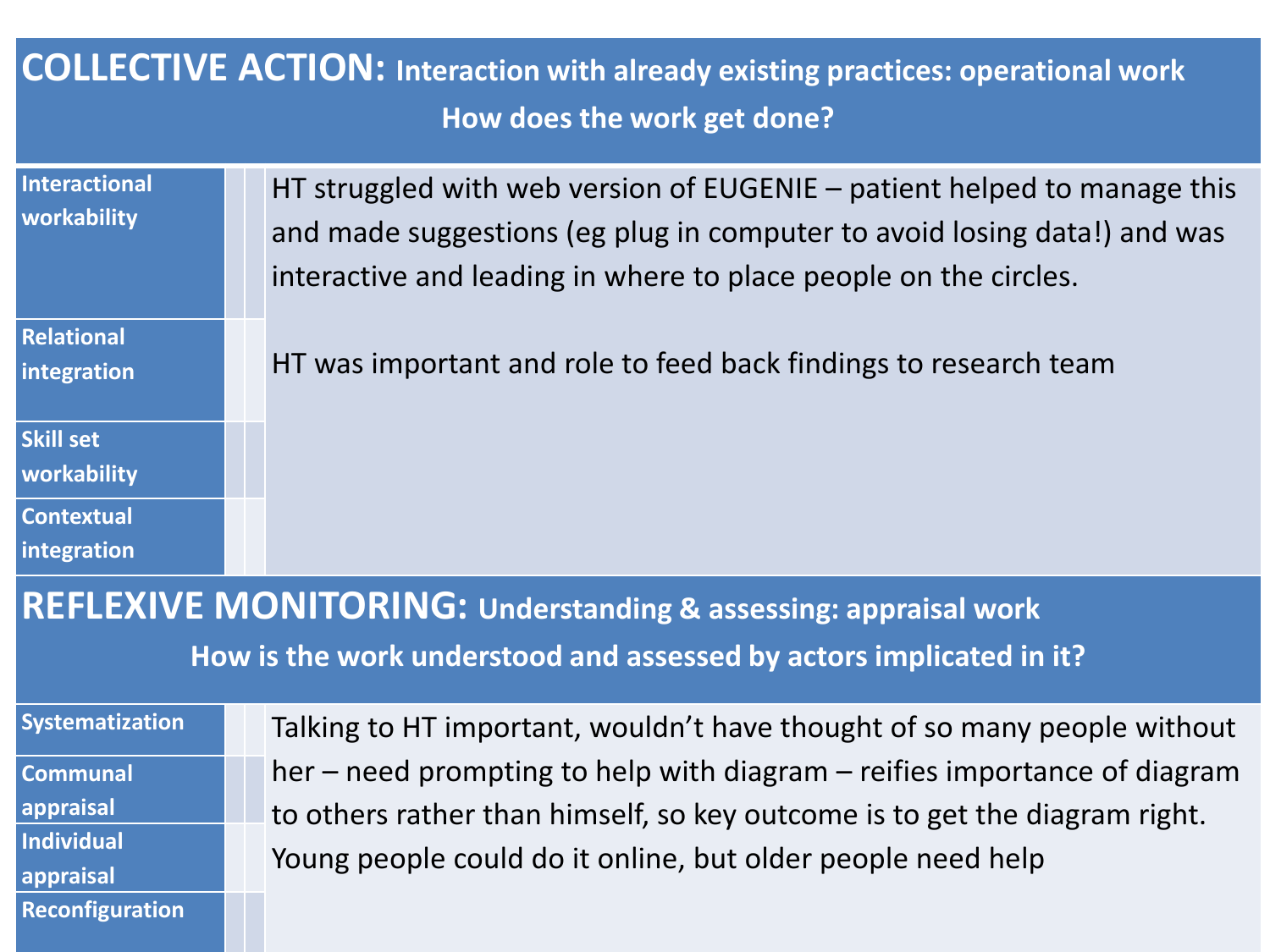## COLLECTIVE ACTION: Interaction with already existing practices: operational work

### How does the work get done?

| | |
|---|---|
| Interactional workability | HT struggled with web version of EUGENIE – patient helped to manage this and made suggestions (eg plug in computer to avoid losing data!) and was interactive and leading in where to place people on the circles.<br><br>HT was important and role to feed back findings to research team |
| Relational integration | |
| Skill set workability | |
| Contextual integration | |

## REFLEXIVE MONITORING: Understanding & assessing: appraisal work

### How is the work understood and assessed by actors implicated in it?

| | |
|---|---|
| Systematization | Talking to HT important, wouldn't have thought of so many people without her – need prompting to help with diagram – reifies importance of diagram to others rather than himself, so key outcome is to get the diagram right. Young people could do it online, but older people need help |
| Communal appraisal | |
| Individual appraisal | |
| Reconfiguration | |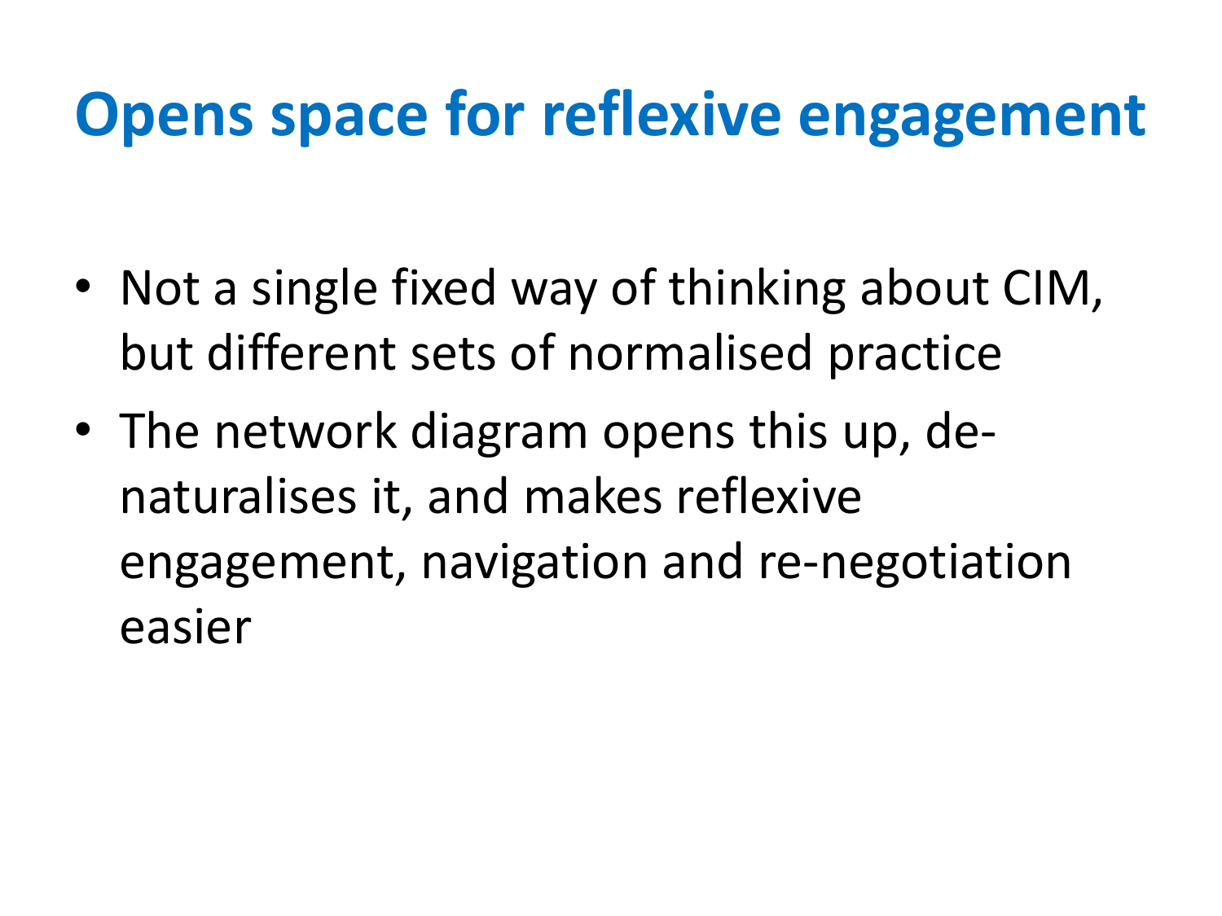# Opens space for reflexive engagement

- Not a single fixed way of thinking about CIM, but different sets of normalised practice
- The network diagram opens this up, de-naturalises it, and makes reflexive engagement, navigation and re-negotiation easier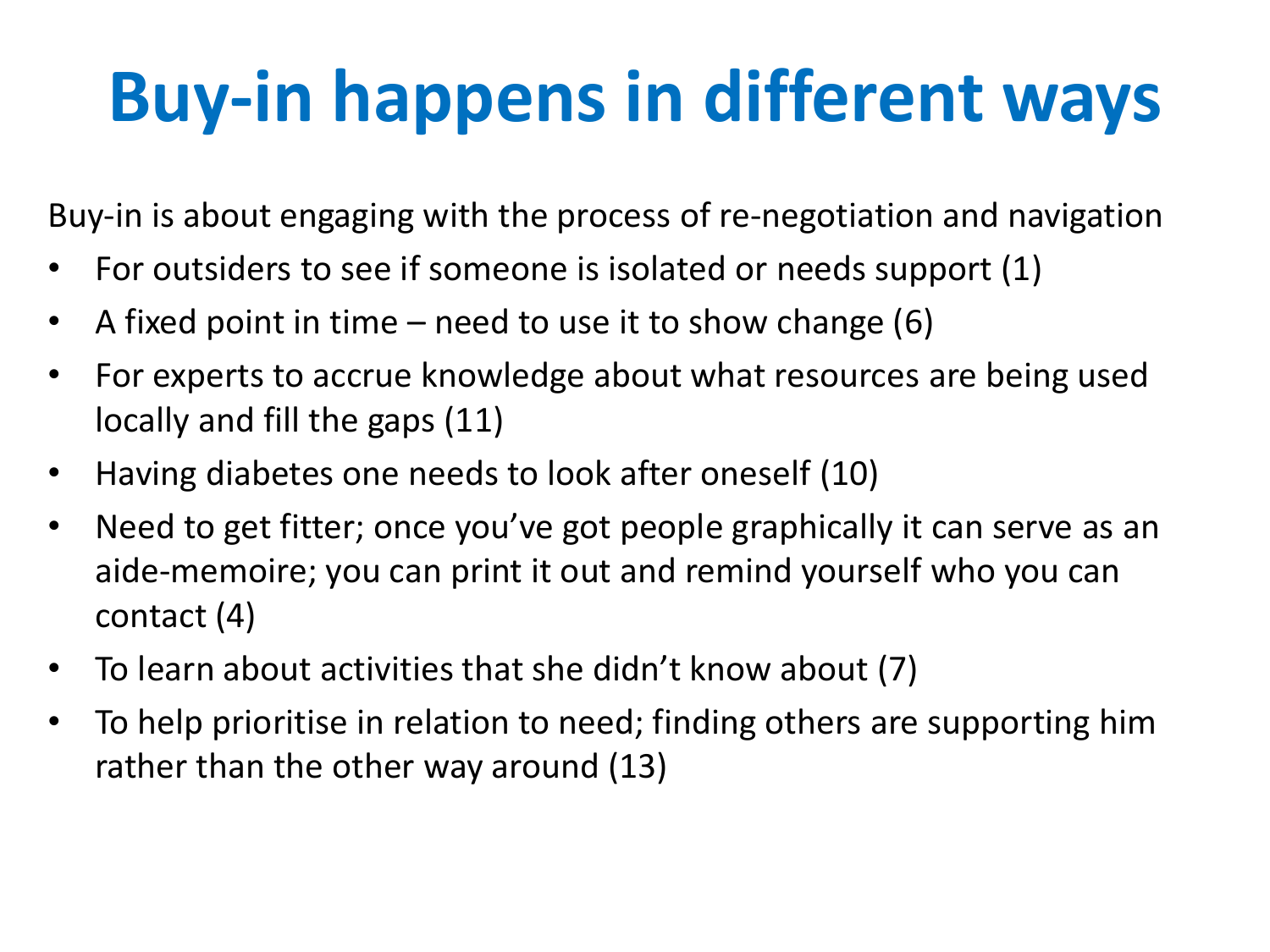# Buy-in happens in different ways

Buy-in is about engaging with the process of re-negotiation and navigation

- For outsiders to see if someone is isolated or needs support (1)
- A fixed point in time – need to use it to show change (6)
- For experts to accrue knowledge about what resources are being used locally and fill the gaps (11)
- Having diabetes one needs to look after oneself (10)
- Need to get fitter; once you've got people graphically it can serve as an aide-memoire; you can print it out and remind yourself who you can contact (4)
- To learn about activities that she didn't know about (7)
- To help prioritise in relation to need; finding others are supporting him rather than the other way around (13)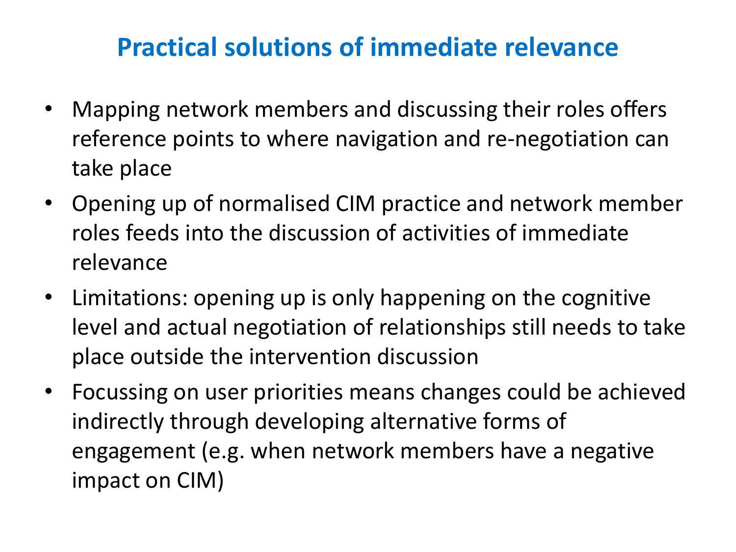# Practical solutions of immediate relevance

- Mapping network members and discussing their roles offers reference points to where navigation and re-negotiation can take place
- Opening up of normalised CIM practice and network member roles feeds into the discussion of activities of immediate relevance
- Limitations: opening up is only happening on the cognitive level and actual negotiation of relationships still needs to take place outside the intervention discussion
- Focussing on user priorities means changes could be achieved indirectly through developing alternative forms of engagement (e.g. when network members have a negative impact on CIM)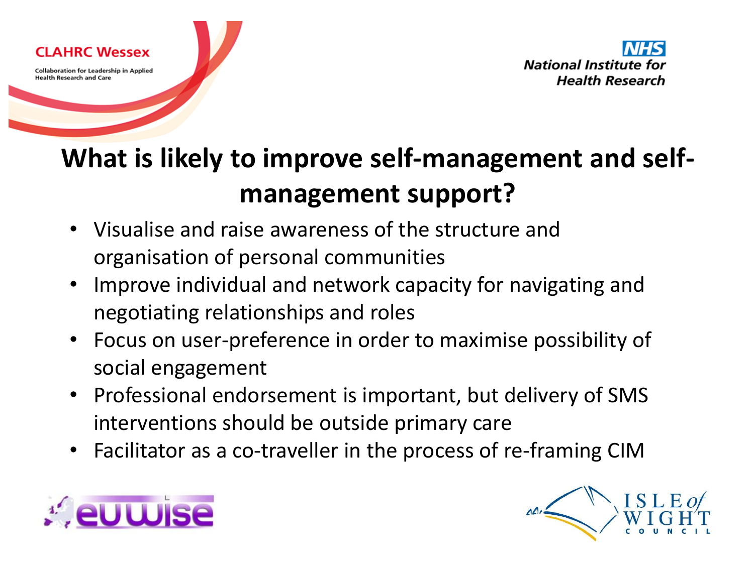# What is likely to improve self-management and self-management support?

- Visualise and raise awareness of the structure and organisation of personal communities
- Improve individual and network capacity for navigating and negotiating relationships and roles
- Focus on user-preference in order to maximise possibility of social engagement
- Professional endorsement is important, but delivery of SMS interventions should be outside primary care
- Facilitator as a co-traveller in the process of re-framing CIM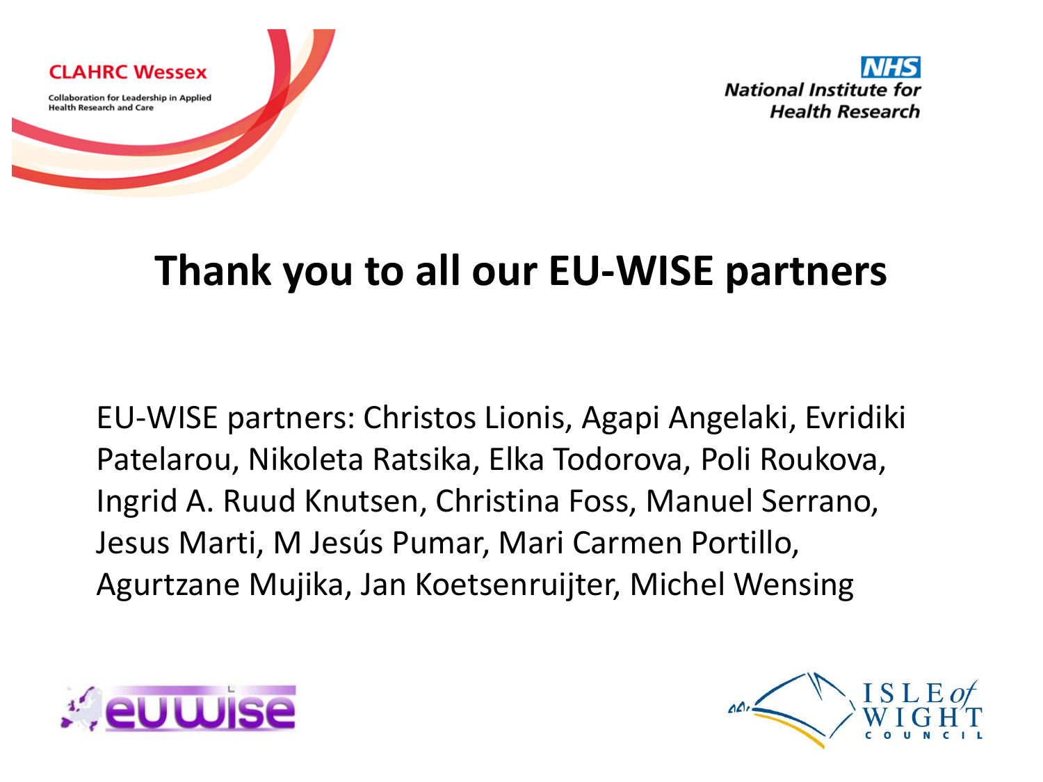CLAHRC Wessex

Collaboration for Leadership in Applied Health Research and Care

NHS National Institute for Health Research

# Thank you to all our EU-WISE partners

EU-WISE partners: Christos Lionis, Agapi Angelaki, Evridiki Patelarou, Nikoleta Ratsika, Elka Todorova, Poli Roukova, Ingrid A. Ruud Knutsen, Christina Foss, Manuel Serrano, Jesus Marti, M Jesús Pumar, Mari Carmen Portillo, Agurtzane Mujika, Jan Koetsenruijter, Michel Wensing

euwise

ISLE of WIGHT COUNCIL